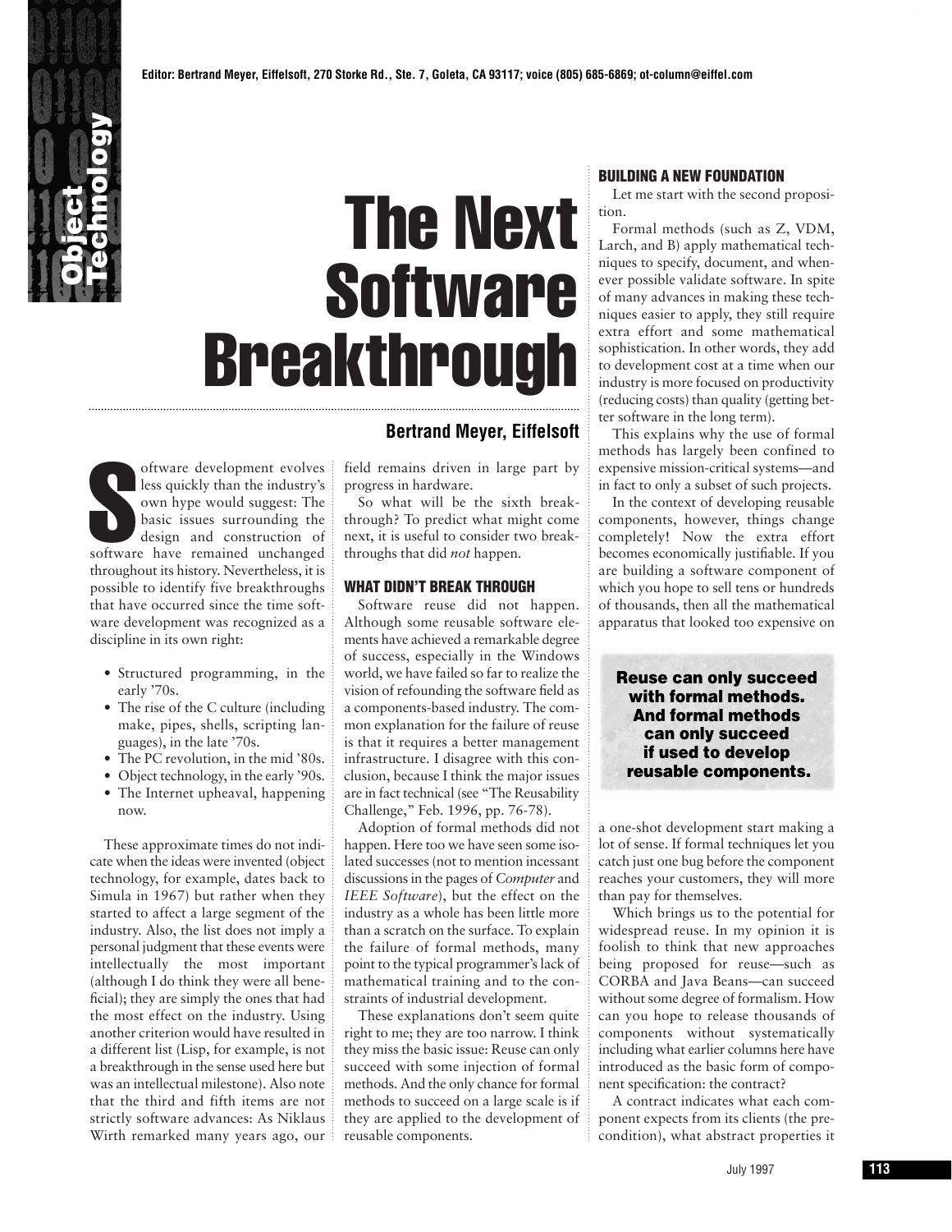Editor: Bertrand Meyer, Eiffelsoft, 270 Storke Rd., Ste. 7, Goleta, CA 93117; voice (805) 685-6869; ot-column@eiffel.com

# The Next Software Breakthrough

**Bertrand Meyer, Eiffelsoft**

Software development evolves less quickly than the industry's own hype would suggest: The basic issues surrounding the design and construction of software have remained unchanged throughout its history. Nevertheless, it is possible to identify five breakthroughs that have occurred since the time software development was recognized as a discipline in its own right:

- Structured programming, in the early '70s.
- The rise of the C culture (including make, pipes, shells, scripting languages), in the late '70s.
- The PC revolution, in the mid '80s.
- Object technology, in the early '90s.
- The Internet upheaval, happening now.

These approximate times do not indicate when the ideas were invented (object technology, for example, dates back to Simula in 1967) but rather when they started to affect a large segment of the industry. Also, the list does not imply a personal judgment that these events were intellectually the most important (although I do think they were all beneficial); they are simply the ones that had the most effect on the industry. Using another criterion would have resulted in a different list (Lisp, for example, is not a breakthrough in the sense used here but was an intellectual milestone). Also note that the third and fifth items are not strictly software advances: As Niklaus Wirth remarked many years ago, our field remains driven in large part by progress in hardware.

So what will be the sixth breakthrough? To predict what might come next, it is useful to consider two breakthroughs that did *not* happen.

## WHAT DIDN'T BREAK THROUGH

Software reuse did not happen. Although some reusable software elements have achieved a remarkable degree of success, especially in the Windows world, we have failed so far to realize the vision of refounding the software field as a components-based industry. The common explanation for the failure of reuse is that it requires a better management infrastructure. I disagree with this conclusion, because I think the major issues are in fact technical (see "The Reusability Challenge," Feb. 1996, pp. 76-78).

Adoption of formal methods did not happen. Here too we have seen some isolated successes (not to mention incessant discussions in the pages of *Computer* and *IEEE Software*), but the effect on the industry as a whole has been little more than a scratch on the surface. To explain the failure of formal methods, many point to the typical programmer's lack of mathematical training and to the constraints of industrial development.

These explanations don't seem quite right to me; they are too narrow. I think they miss the basic issue: Reuse can only succeed with some injection of formal methods. And the only chance for formal methods to succeed on a large scale is if they are applied to the development of reusable components.

## BUILDING A NEW FOUNDATION

Let me start with the second proposition.

Formal methods (such as Z, VDM, Larch, and B) apply mathematical techniques to specify, document, and whenever possible validate software. In spite of many advances in making these techniques easier to apply, they still require extra effort and some mathematical sophistication. In other words, they add to development cost at a time when our industry is more focused on productivity (reducing costs) than quality (getting better software in the long term).

This explains why the use of formal methods has largely been confined to expensive mission-critical systems—and in fact to only a subset of such projects.

In the context of developing reusable components, however, things change completely! Now the extra effort becomes economically justifiable. If you are building a software component of which you hope to sell tens or hundreds of thousands, then all the mathematical apparatus that looked too expensive on a one-shot development start making a lot of sense. If formal techniques let you catch just one bug before the component reaches your customers, they will more than pay for themselves.

> **Reuse can only succeed with formal methods. And formal methods can only succeed if used to develop reusable components.**

Which brings us to the potential for widespread reuse. In my opinion it is foolish to think that new approaches being proposed for reuse—such as CORBA and Java Beans—can succeed without some degree of formalism. How can you hope to release thousands of components without systematically including what earlier columns here have introduced as the basic form of component specification: the contract?

A contract indicates what each component expects from its clients (the precondition), what abstract properties it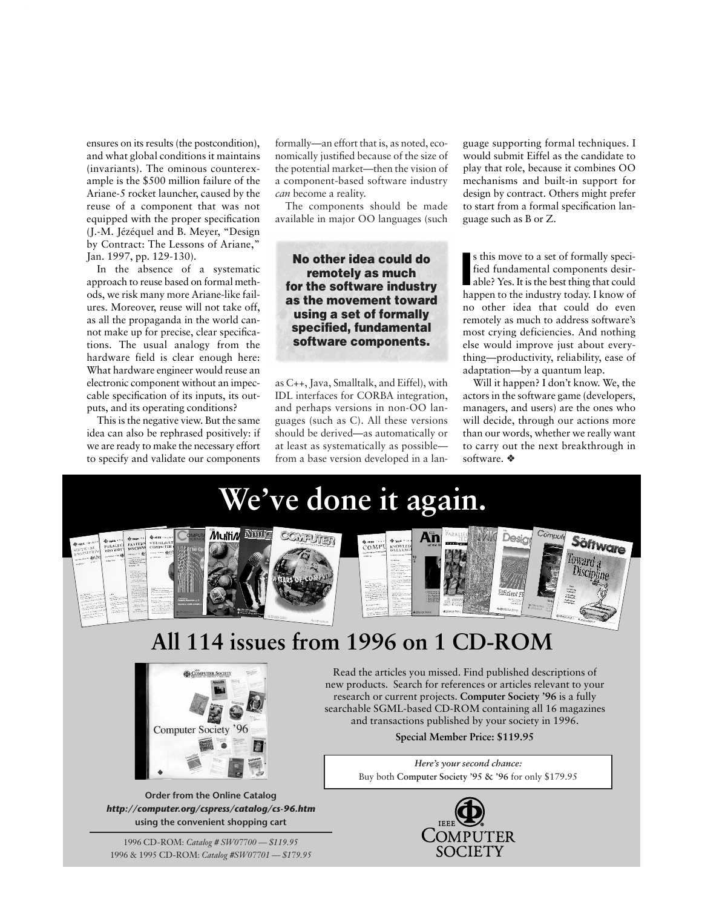ensures on its results (the postcondition), and what global conditions it maintains (invariants). The ominous counterexample is the $500 million failure of the Ariane-5 rocket launcher, caused by the reuse of a component that was not equipped with the proper specification (J.-M. Jézéquel and B. Meyer, "Design by Contract: The Lessons of Ariane," Jan. 1997, pp. 129-130).

In the absence of a systematic approach to reuse based on formal methods, we risk many more Ariane-like failures. Moreover, reuse will not take off, as all the propaganda in the world cannot make up for precise, clear specifications. The usual analogy from the hardware field is clear enough here: What hardware engineer would reuse an electronic component without an impeccable specification of its inputs, its outputs, and its operating conditions?

This is the negative view. But the same idea can also be rephrased positively: if we are ready to make the necessary effort to specify and validate our components formally—an effort that is, as noted, economically justified because of the size of the potential market—then the vision of a component-based software industry *can* become a reality.

The components should be made available in major OO languages (such as C++, Java, Smalltalk, and Eiffel), with IDL interfaces for CORBA integration, and perhaps versions in non-OO languages (such as C). All these versions should be derived—as automatically or at least as systematically as possible—from a base version developed in a language supporting formal techniques. I would submit Eiffel as the candidate to play that role, because it combines OO mechanisms and built-in support for design by contract. Others might prefer to start from a formal specification language such as B or Z.

**No other idea could do remotely as much for the software industry as the movement toward using a set of formally specified, fundamental software components.**

Is this move to a set of formally specified fundamental components desirable? Yes. It is the best thing that could happen to the industry today. I know of no other idea that could do even remotely as much to address software's most crying deficiencies. And nothing else would improve just about everything—productivity, reliability, ease of adaptation—by a quantum leap.

Will it happen? I don't know. We, the actors in the software game (developers, managers, and users) are the ones who will decide, through our actions more than our words, whether we really want to carry out the next breakthrough in software. ❖

# We've done it again.

## All 114 issues from 1996 on 1 CD-ROM

Read the articles you missed. Find published descriptions of new products. Search for references or articles relevant to your research or current projects. **Computer Society '96** is a fully searchable SGML-based CD-ROM containing all 16 magazines and transactions published by your society in 1996.

**Special Member Price: $119.95**

*Here's your second chance:*
Buy both **Computer Society '95 & '96** for only $179.95

**Order from the Online Catalog**
***http://computer.org/cspress/catalog/cs-96.htm***
**using the convenient shopping cart**

1996 CD-ROM: *Catalog # SW07700 — $119.95*
1996 & 1995 CD-ROM: *Catalog #SW07701 — $179.95*

IEEE COMPUTER SOCIETY